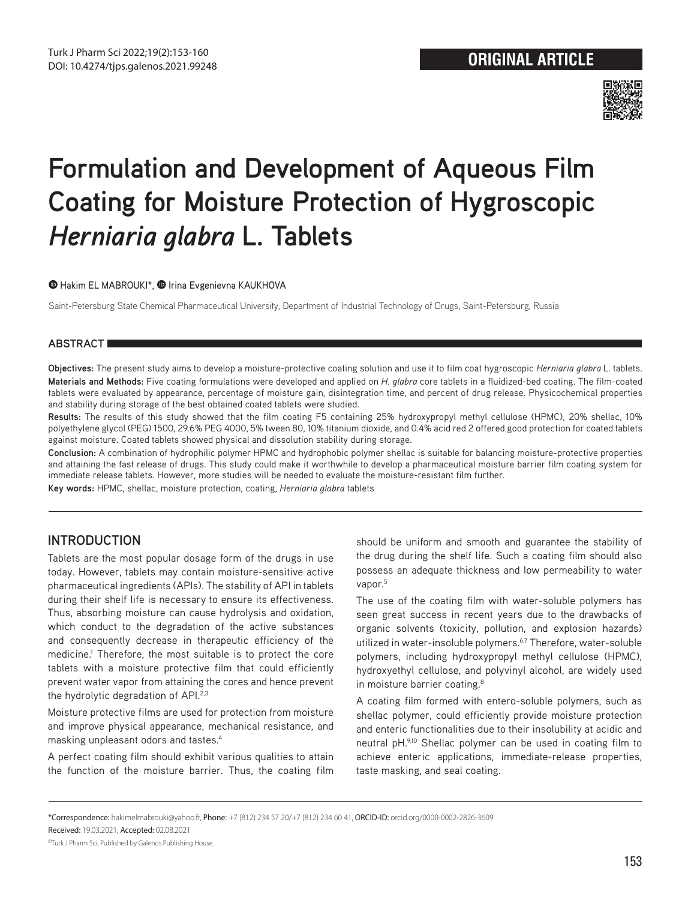ORIGINAL ARTICLE

# Formulation and Development of Aqueous Film Coating for Moisture Protection of Hygroscopic *Herniaria glabra* L. Tablets

Hakim EL MABROUKI*, Irina Evgenievna KAUKHOVA

Saint-Petersburg State Chemical Pharmaceutical University, Department of Industrial Technology of Drugs, Saint-Petersburg, Russia

## ABSTRACT

**Objectives:** The present study aims to develop a moisture-protective coating solution and use it to film coat hygroscopic *Herniaria glabra* L. tablets.

**Materials and Methods:** Five coating formulations were developed and applied on *H. glabra* core tablets in a fluidized-bed coating. The film-coated tablets were evaluated by appearance, percentage of moisture gain, disintegration time, and percent of drug release. Physicochemical properties and stability during storage of the best obtained coated tablets were studied.

**Results:** The results of this study showed that the film coating F5 containing 25% hydroxypropyl methyl cellulose (HPMC), 20% shellac, 10% polyethylene glycol (PEG) 1500, 29.6% PEG 4000, 5% tween 80, 10% titanium dioxide, and 0.4% acid red 2 offered good protection for coated tablets against moisture. Coated tablets showed physical and dissolution stability during storage.

**Conclusion:** A combination of hydrophilic polymer HPMC and hydrophobic polymer shellac is suitable for balancing moisture-protective properties and attaining the fast release of drugs. This study could make it worthwhile to develop a pharmaceutical moisture barrier film coating system for immediate release tablets. However, more studies will be needed to evaluate the moisture-resistant film further.

**Key words:** HPMC, shellac, moisture protection, coating, *Herniaria glabra* tablets

## INTRODUCTION

Tablets are the most popular dosage form of the drugs in use today. However, tablets may contain moisture-sensitive active pharmaceutical ingredients (APIs). The stability of API in tablets during their shelf life is necessary to ensure its effectiveness. Thus, absorbing moisture can cause hydrolysis and oxidation, which conduct to the degradation of the active substances and consequently decrease in therapeutic efficiency of the medicine.[1] Therefore, the most suitable is to protect the core tablets with a moisture protective film that could efficiently prevent water vapor from attaining the cores and hence prevent the hydrolytic degradation of API.[2,3]

Moisture protective films are used for protection from moisture and improve physical appearance, mechanical resistance, and masking unpleasant odors and tastes.[4]

A perfect coating film should exhibit various qualities to attain the function of the moisture barrier. Thus, the coating film should be uniform and smooth and guarantee the stability of the drug during the shelf life. Such a coating film should also possess an adequate thickness and low permeability to water vapor.[5]

The use of the coating film with water-soluble polymers has seen great success in recent years due to the drawbacks of organic solvents (toxicity, pollution, and explosion hazards) utilized in water-insoluble polymers.[6,7] Therefore, water-soluble polymers, including hydroxypropyl methyl cellulose (HPMC), hydroxyethyl cellulose, and polyvinyl alcohol, are widely used in moisture barrier coating.[8]

A coating film formed with entero-soluble polymers, such as shellac polymer, could efficiently provide moisture protection and enteric functionalities due to their insolubility at acidic and neutral pH.[9,10] Shellac polymer can be used in coating film to achieve enteric applications, immediate-release properties, taste masking, and seal coating.

*Correspondence: hakimelmabrouki@yahoo.fr, Phone: +7 (812) 234 57 20/+7 (812) 234 60 41, ORCID-ID: orcid.org/0000-0002-2826-3609

Received: 19.03.2021, Accepted: 02.08.2021

©Turk J Pharm Sci, Published by Galenos Publishing House.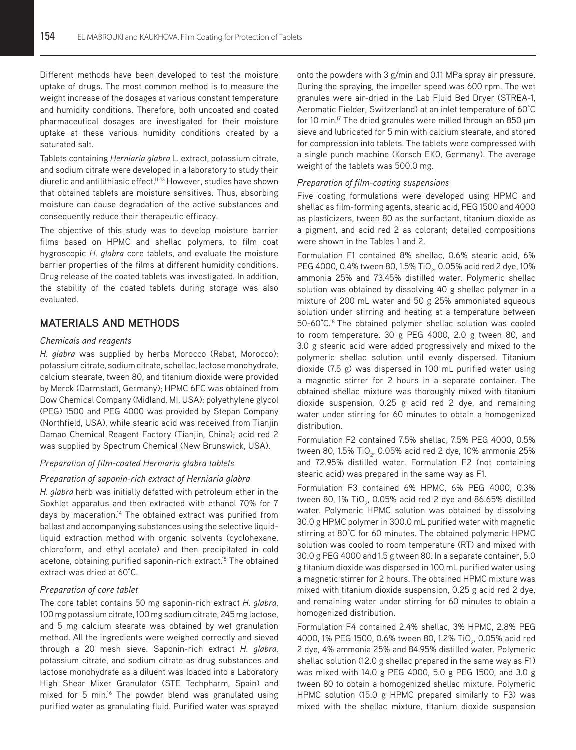Different methods have been developed to test the moisture uptake of drugs. The most common method is to measure the weight increase of the dosages at various constant temperature and humidity conditions. Therefore, both uncoated and coated pharmaceutical dosages are investigated for their moisture uptake at these various humidity conditions created by a saturated salt.

Tablets containing *Herniaria glabra* L. extract, potassium citrate, and sodium citrate were developed in a laboratory to study their diuretic and antilithiasic effect.[11-13] However, studies have shown that obtained tablets are moisture sensitives. Thus, absorbing moisture can cause degradation of the active substances and consequently reduce their therapeutic efficacy.

The objective of this study was to develop moisture barrier films based on HPMC and shellac polymers, to film coat hygroscopic *H. glabra* core tablets, and evaluate the moisture barrier properties of the films at different humidity conditions. Drug release of the coated tablets was investigated. In addition, the stability of the coated tablets during storage was also evaluated.

## MATERIALS AND METHODS

### *Chemicals and reagents*

*H. glabra* was supplied by herbs Morocco (Rabat, Morocco); potassium citrate, sodium citrate, schellac, lactose monohydrate, calcium stearate, tween 80, and titanium dioxide were provided by Merck (Darmstadt, Germany); HPMC 6FC was obtained from Dow Chemical Company (Midland, MI, USA); polyethylene glycol (PEG) 1500 and PEG 4000 was provided by Stepan Company (Northfield, USA), while stearic acid was received from Tianjin Damao Chemical Reagent Factory (Tianjin, China); acid red 2 was supplied by Spectrum Chemical (New Brunswick, USA).

### *Preparation of film-coated Herniaria glabra tablets*

### *Preparation of saponin-rich extract of Herniaria glabra*

*H. glabra* herb was initially defatted with petroleum ether in the Soxhlet apparatus and then extracted with ethanol 70% for 7 days by maceration.[14] The obtained extract was purified from ballast and accompanying substances using the selective liquid-liquid extraction method with organic solvents (cyclohexane, chloroform, and ethyl acetate) and then precipitated in cold acetone, obtaining purified saponin-rich extract.[15] The obtained extract was dried at 60°C.

### *Preparation of core tablet*

The core tablet contains 50 mg saponin-rich extract *H. glabra*, 100 mg potassium citrate, 100 mg sodium citrate, 245 mg lactose, and 5 mg calcium stearate was obtained by wet granulation method. All the ingredients were weighed correctly and sieved through a 20 mesh sieve. Saponin-rich extract *H. glabra*, potassium citrate, and sodium citrate as drug substances and lactose monohydrate as a diluent was loaded into a Laboratory High Shear Mixer Granulator (STE Techpharm, Spain) and mixed for 5 min.[16] The powder blend was granulated using purified water as granulating fluid. Purified water was sprayed onto the powders with 3 g/min and 0.11 MPa spray air pressure. During the spraying, the impeller speed was 600 rpm. The wet granules were air-dried in the Lab Fluid Bed Dryer (STREA-1, Aeromatic Fielder, Switzerland) at an inlet temperature of 60°C for 10 min.[17] The dried granules were milled through an 850 μm sieve and lubricated for 5 min with calcium stearate, and stored for compression into tablets. The tablets were compressed with a single punch machine (Korsch EK0, Germany). The average weight of the tablets was 500.0 mg.

### *Preparation of film-coating suspensions*

Five coating formulations were developed using HPMC and shellac as film-forming agents, stearic acid, PEG 1500 and 4000 as plasticizers, tween 80 as the surfactant, titanium dioxide as a pigment, and acid red 2 as colorant; detailed compositions were shown in the Tables 1 and 2.

Formulation F1 contained 8% shellac, 0.6% stearic acid, 6% PEG 4000, 0.4% tween 80, 1.5% $TiO_2$, 0.05% acid red 2 dye, 10% ammonia 25% and 73.45% distilled water. Polymeric shellac solution was obtained by dissolving 40 g shellac polymer in a mixture of 200 mL water and 50 g 25% ammoniated aqueous solution under stirring and heating at a temperature between 50-60°C.[18] The obtained polymer shellac solution was cooled to room temperature. 30 g PEG 4000, 2.0 g tween 80, and 3.0 g stearic acid were added progressively and mixed to the polymeric shellac solution until evenly dispersed. Titanium dioxide (7.5 g) was dispersed in 100 mL purified water using a magnetic stirrer for 2 hours in a separate container. The obtained shellac mixture was thoroughly mixed with titanium dioxide suspension, 0.25 g acid red 2 dye, and remaining water under stirring for 60 minutes to obtain a homogenized distribution.

Formulation F2 contained 7.5% shellac, 7.5% PEG 4000, 0.5% tween 80, 1.5% $TiO_2$, 0.05% acid red 2 dye, 10% ammonia 25% and 72.95% distilled water. Formulation F2 (not containing stearic acid) was prepared in the same way as F1.

Formulation F3 contained 6% HPMC, 6% PEG 4000, 0.3% tween 80, 1% $TiO_2$, 0.05% acid red 2 dye and 86.65% distilled water. Polymeric HPMC solution was obtained by dissolving 30.0 g HPMC polymer in 300.0 mL purified water with magnetic stirring at 80°C for 60 minutes. The obtained polymeric HPMC solution was cooled to room temperature (RT) and mixed with 30.0 g PEG 4000 and 1.5 g tween 80. In a separate container, 5.0 g titanium dioxide was dispersed in 100 mL purified water using a magnetic stirrer for 2 hours. The obtained HPMC mixture was mixed with titanium dioxide suspension, 0.25 g acid red 2 dye, and remaining water under stirring for 60 minutes to obtain a homogenized distribution.

Formulation F4 contained 2.4% shellac, 3% HPMC, 2.8% PEG 4000, 1% PEG 1500, 0.6% tween 80, 1.2% $TiO_2$, 0.05% acid red 2 dye, 4% ammonia 25% and 84.95% distilled water. Polymeric shellac solution (12.0 g shellac prepared in the same way as F1) was mixed with 14.0 g PEG 4000, 5.0 g PEG 1500, and 3.0 g tween 80 to obtain a homogenized shellac mixture. Polymeric HPMC solution (15.0 g HPMC prepared similarly to F3) was mixed with the shellac mixture, titanium dioxide suspension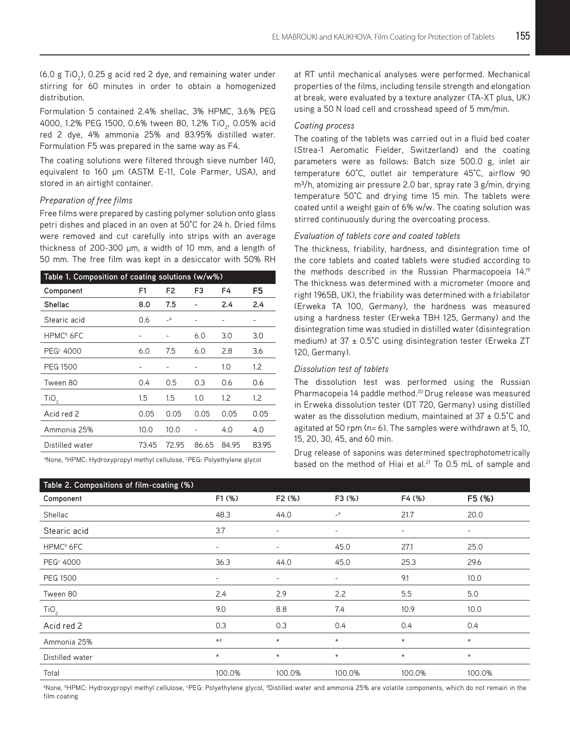($6.0$ g $TiO_2$), 0.25 g acid red 2 dye, and remaining water under stirring for 60 minutes in order to obtain a homogenized distribution.

Formulation 5 contained 2.4% shellac, 3% HPMC, 3.6% PEG 4000, 1.2% PEG 1500, 0.6% tween 80, 1.2% $TiO_2$, 0.05% acid red 2 dye, 4% ammonia 25% and 83.95% distilled water. Formulation F5 was prepared in the same way as F4.

The coating solutions were filtered through sieve number 140, equivalent to 160 µm (ASTM E-11, Cole Parmer, USA), and stored in an airtight container.

*Preparation of free films*

Free films were prepared by casting polymer solution onto glass petri dishes and placed in an oven at 50˚C for 24 h. Dried films were removed and cut carefully into strips with an average thickness of 200-300 µm, a width of 10 mm, and a length of 50 mm. The free film was kept in a desiccator with 50% RH at RT until mechanical analyses were performed. Mechanical properties of the films, including tensile strength and elongation at break, were evaluated by a texture analyzer (TA-XT plus, UK) using a 50 N load cell and crosshead speed of 5 mm/min.

**Table 1. Composition of coating solutions (w/w%)**

| Component | F1 | F2 | F3 | F4 | F5 |
|---|---|---|---|---|---|
| **Shellac** | **8.0** | **7.5** | - | **2.4** | **2.4** |
| Stearic acid | 0.6 | -[a] | - | - | - |
| HPMC[b] 6FC | - | - | 6.0 | 3.0 | 3.0 |
| PEG[c] 4000 | 6.0 | 7.5 | 6.0 | 2.8 | 3.6 |
| PEG 1500 | - | - | - | 1.0 | 1.2 |
| Tween 80 | 0.4 | 0.5 | 0.3 | 0.6 | 0.6 |
| $TiO_2$ | 1.5 | 1.5 | 1.0 | 1.2 | 1.2 |
| Acid red 2 | 0.05 | 0.05 | 0.05 | 0.05 | 0.05 |
| Ammonia 25% | 10.0 | 10.0 | - | 4.0 | 4.0 |
| Distilled water | 73.45 | 72.95 | 86.65 | 84.95 | 83.95 |

[a]None, [b]HPMC: Hydroxypropyl methyl cellulose, [c]PEG: Polyethylene glycol

*Coating process*

The coating of the tablets was carried out in a fluid bed coater (Strea-1 Aeromatic Fielder, Switzerland) and the coating parameters were as follows: Batch size 500.0 g, inlet air temperature 60˚C, outlet air temperature 45˚C, airflow 90 m³/h, atomizing air pressure 2.0 bar, spray rate 3 g/min, drying temperature 50˚C and drying time 15 min. The tablets were coated until a weight gain of 6% w/w. The coating solution was stirred continuously during the overcoating process.

*Evaluation of tablets core and coated tablets*

The thickness, friability, hardness, and disintegration time of the core tablets and coated tablets were studied according to the methods described in the Russian Pharmacopoeia 14.[19] The thickness was determined with a micrometer (moore and right 1965B, UK), the friability was determined with a friabilator (Erweka TA 100, Germany), the hardness was measured using a hardness tester (Erweka TBH 125, Germany) and the disintegration time was studied in distilled water (disintegration medium) at 37 ± 0.5˚C using disintegration tester (Erweka ZT 120, Germany).

*Dissolution test of tablets*

The dissolution test was performed using the Russian Pharmacopeia 14 paddle method.[20] Drug release was measured in Erweka dissolution tester (DT 720, Germany) using distilled water as the dissolution medium, maintained at 37 ± 0.5˚C and agitated at 50 rpm (n= 6). The samples were withdrawn at 5, 10, 15, 20, 30, 45, and 60 min.

Drug release of saponins was determined spectrophotometrically based on the method of Hiai et al.[21] To 0.5 mL of sample and

**Table 2. Compositions of film-coating (%)**

| Component | F1 (%) | F2 (%) | F3 (%) | F4 (%) | F5 (%) |
|---|---|---|---|---|---|
| Shellac | 48.3 | 44.0 | -[a] | 21.7 | 20.0 |
| Stearic acid | 3.7 | - | - | - | - |
| HPMC[b] 6FC | - | - | 45.0 | 27.1 | 25.0 |
| PEG[c] 4000 | 36.3 | 44.0 | 45.0 | 25.3 | 29.6 |
| PEG 1500 | - | - | - | 9.1 | 10.0 |
| Tween 80 | 2.4 | 2.9 | 2.2 | 5.5 | 5.0 |
| $TiO_2$ | 9.0 | 8.8 | 7.4 | 10.9 | 10.0 |
| Acid red 2 | 0.3 | 0.3 | 0.4 | 0.4 | 0.4 |
| Ammonia 25% | *[d] | * | * | * | * |
| Distilled water | * | * | * | * | * |
| Total | 100.0% | 100.0% | 100.0% | 100.0% | 100.0% |

[a]None, [b]HPMC: Hydroxypropyl methyl cellulose, [c]PEG: Polyethylene glycol, [d]Distilled water and ammonia 25% are volatile components, which do not remain in the film coating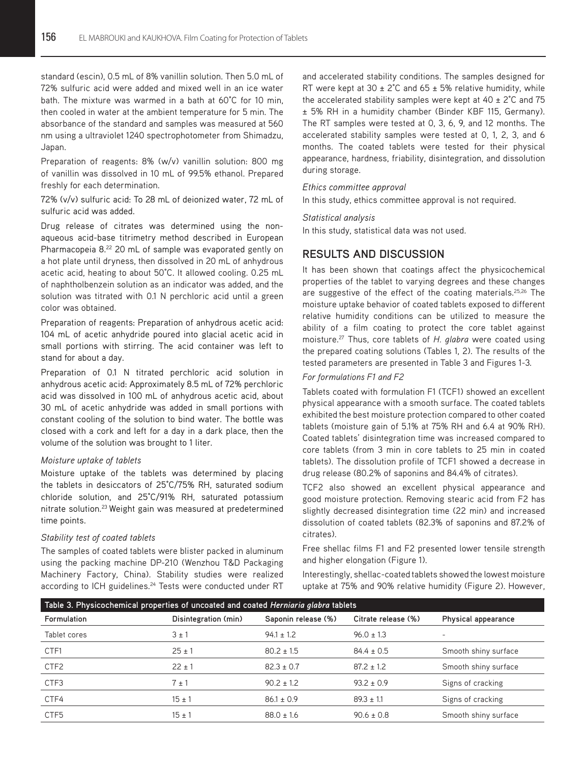standard (escin), 0.5 mL of 8% vanillin solution. Then 5.0 mL of 72% sulfuric acid were added and mixed well in an ice water bath. The mixture was warmed in a bath at 60°C for 10 min, then cooled in water at the ambient temperature for 5 min. The absorbance of the standard and samples was measured at 560 nm using a ultraviolet 1240 spectrophotometer from Shimadzu, Japan.

Preparation of reagents: 8% (w/v) vanillin solution: 800 mg of vanillin was dissolved in 10 mL of 99.5% ethanol. Prepared freshly for each determination.

72% (v/v) sulfuric acid: To 28 mL of deionized water, 72 mL of sulfuric acid was added.

Drug release of citrates was determined using the non-aqueous acid-base titrimetry method described in European Pharmacopeia 8.[22] 20 mL of sample was evaporated gently on a hot plate until dryness, then dissolved in 20 mL of anhydrous acetic acid, heating to about 50°C. It allowed cooling. 0.25 mL of naphtholbenzein solution as an indicator was added, and the solution was titrated with 0.1 N perchloric acid until a green color was obtained.

Preparation of reagents: Preparation of anhydrous acetic acid: 104 mL of acetic anhydride poured into glacial acetic acid in small portions with stirring. The acid container was left to stand for about a day.

Preparation of 0.1 N titrated perchloric acid solution in anhydrous acetic acid: Approximately 8.5 mL of 72% perchloric acid was dissolved in 100 mL of anhydrous acetic acid, about 30 mL of acetic anhydride was added in small portions with constant cooling of the solution to bind water. The bottle was closed with a cork and left for a day in a dark place, then the volume of the solution was brought to 1 liter.

*Moisture uptake of tablets*

Moisture uptake of the tablets was determined by placing the tablets in desiccators of 25°C/75% RH, saturated sodium chloride solution, and 25°C/91% RH, saturated potassium nitrate solution.[23] Weight gain was measured at predetermined time points.

*Stability test of coated tablets*

The samples of coated tablets were blister packed in aluminum using the packing machine DP-210 (Wenzhou T&D Packaging Machinery Factory, China). Stability studies were realized according to ICH guidelines.[24] Tests were conducted under RT and accelerated stability conditions. The samples designed for RT were kept at 30 ± 2°C and 65 ± 5% relative humidity, while the accelerated stability samples were kept at 40 ± 2°C and 75 ± 5% RH in a humidity chamber (Binder KBF 115, Germany). The RT samples were tested at 0, 3, 6, 9, and 12 months. The accelerated stability samples were tested at 0, 1, 2, 3, and 6 months. The coated tablets were tested for their physical appearance, hardness, friability, disintegration, and dissolution during storage.

*Ethics committee approval*

In this study, ethics committee approval is not required.

*Statistical analysis*

In this study, statistical data was not used.

## RESULTS AND DISCUSSION

It has been shown that coatings affect the physicochemical properties of the tablet to varying degrees and these changes are suggestive of the effect of the coating materials.[25,26] The moisture uptake behavior of coated tablets exposed to different relative humidity conditions can be utilized to measure the ability of a film coating to protect the core tablet against moisture.[27] Thus, core tablets of *H. glabra* were coated using the prepared coating solutions (Tables 1, 2). The results of the tested parameters are presented in Table 3 and Figures 1-3.

*For formulations F1 and F2*

Tablets coated with formulation F1 (TCF1) showed an excellent physical appearance with a smooth surface. The coated tablets exhibited the best moisture protection compared to other coated tablets (moisture gain of 5.1% at 75% RH and 6.4 at 90% RH). Coated tablets' disintegration time was increased compared to core tablets (from 3 min in core tablets to 25 min in coated tablets). The dissolution profile of TCF1 showed a decrease in drug release (80.2% of saponins and 84.4% of citrates).

TCF2 also showed an excellent physical appearance and good moisture protection. Removing stearic acid from F2 has slightly decreased disintegration time (22 min) and increased dissolution of coated tablets (82.3% of saponins and 87.2% of citrates).

Free shellac films F1 and F2 presented lower tensile strength and higher elongation (Figure 1).

Interestingly, shellac-coated tablets showed the lowest moisture uptake at 75% and 90% relative humidity (Figure 2). However,

**Table 3. Physicochemical properties of uncoated and coated *Herniaria glabra* tablets**

| Formulation | Disintegration (min) | Saponin release (%) | Citrate release (%) | Physical appearance |
|---|---|---|---|---|
| Tablet cores | 3 ± 1 | 94.1 ± 1.2 | 96.0 ± 1.3 | - |
| CTF1 | 25 ± 1 | 80.2 ± 1.5 | 84.4 ± 0.5 | Smooth shiny surface |
| CTF2 | 22 ± 1 | 82.3 ± 0.7 | 87.2 ± 1.2 | Smooth shiny surface |
| CTF3 | 7 ± 1 | 90.2 ± 1.2 | 93.2 ± 0.9 | Signs of cracking |
| CTF4 | 15 ± 1 | 86.1 ± 0.9 | 89.3 ± 1.1 | Signs of cracking |
| CTF5 | 15 ± 1 | 88.0 ± 1.6 | 90.6 ± 0.8 | Smooth shiny surface |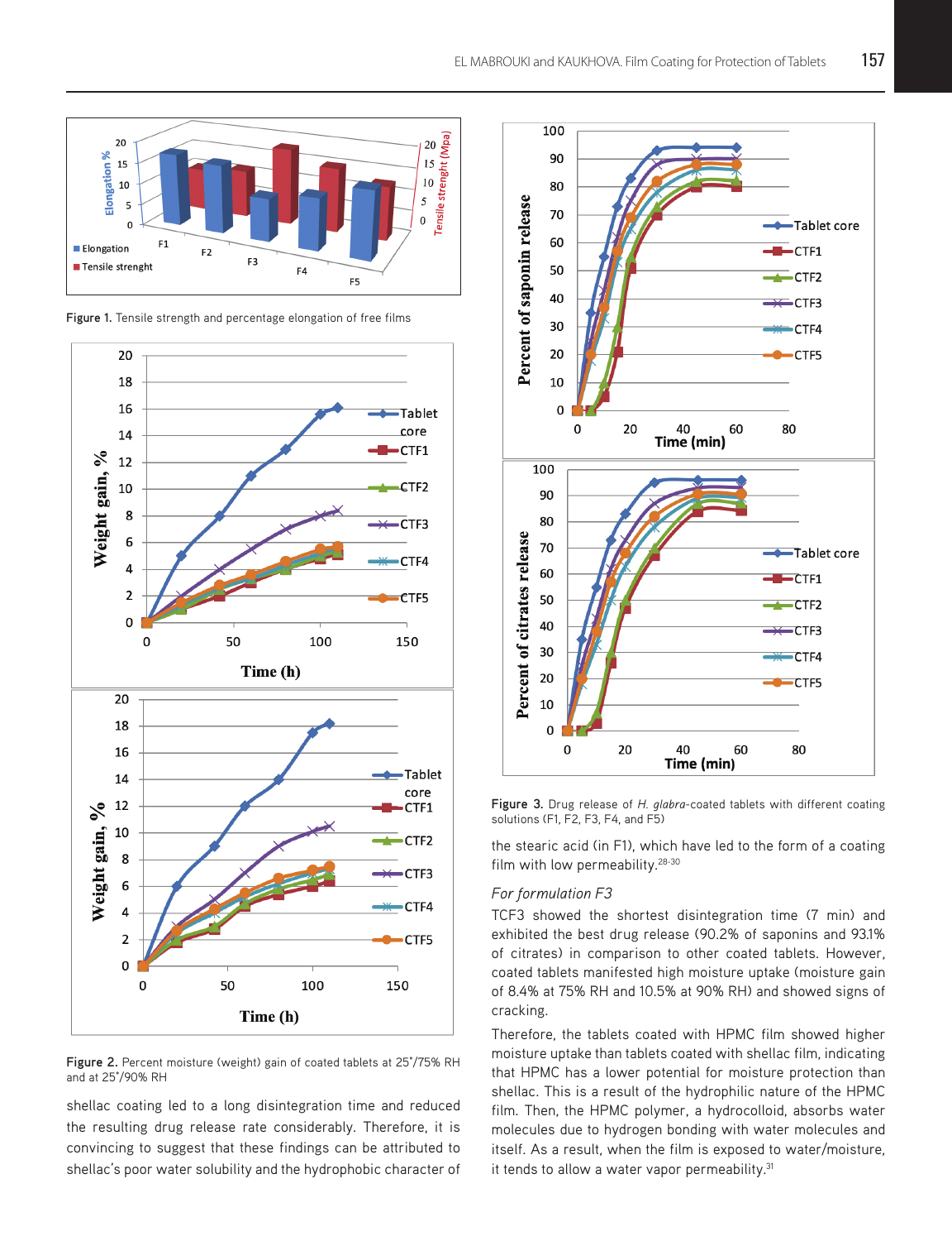Figure 1. Tensile strength and percentage elongation of free films

Figure 2. Percent moisture (weight) gain of coated tablets at 25°/75% RH and at 25°/90% RH

shellac coating led to a long disintegration time and reduced the resulting drug release rate considerably. Therefore, it is convincing to suggest that these findings can be attributed to shellac's poor water solubility and the hydrophobic character of the stearic acid (in F1), which have led to the form of a coating film with low permeability.[28-30]

Figure 3. Drug release of *H. glabra*-coated tablets with different coating solutions (F1, F2, F3, F4, and F5)

*For formulation F3*

TCF3 showed the shortest disintegration time (7 min) and exhibited the best drug release (90.2% of saponins and 93.1% of citrates) in comparison to other coated tablets. However, coated tablets manifested high moisture uptake (moisture gain of 8.4% at 75% RH and 10.5% at 90% RH) and showed signs of cracking.

Therefore, the tablets coated with HPMC film showed higher moisture uptake than tablets coated with shellac film, indicating that HPMC has a lower potential for moisture protection than shellac. This is a result of the hydrophilic nature of the HPMC film. Then, the HPMC polymer, a hydrocolloid, absorbs water molecules due to hydrogen bonding with water molecules and itself. As a result, when the film is exposed to water/moisture, it tends to allow a water vapor permeability.[31]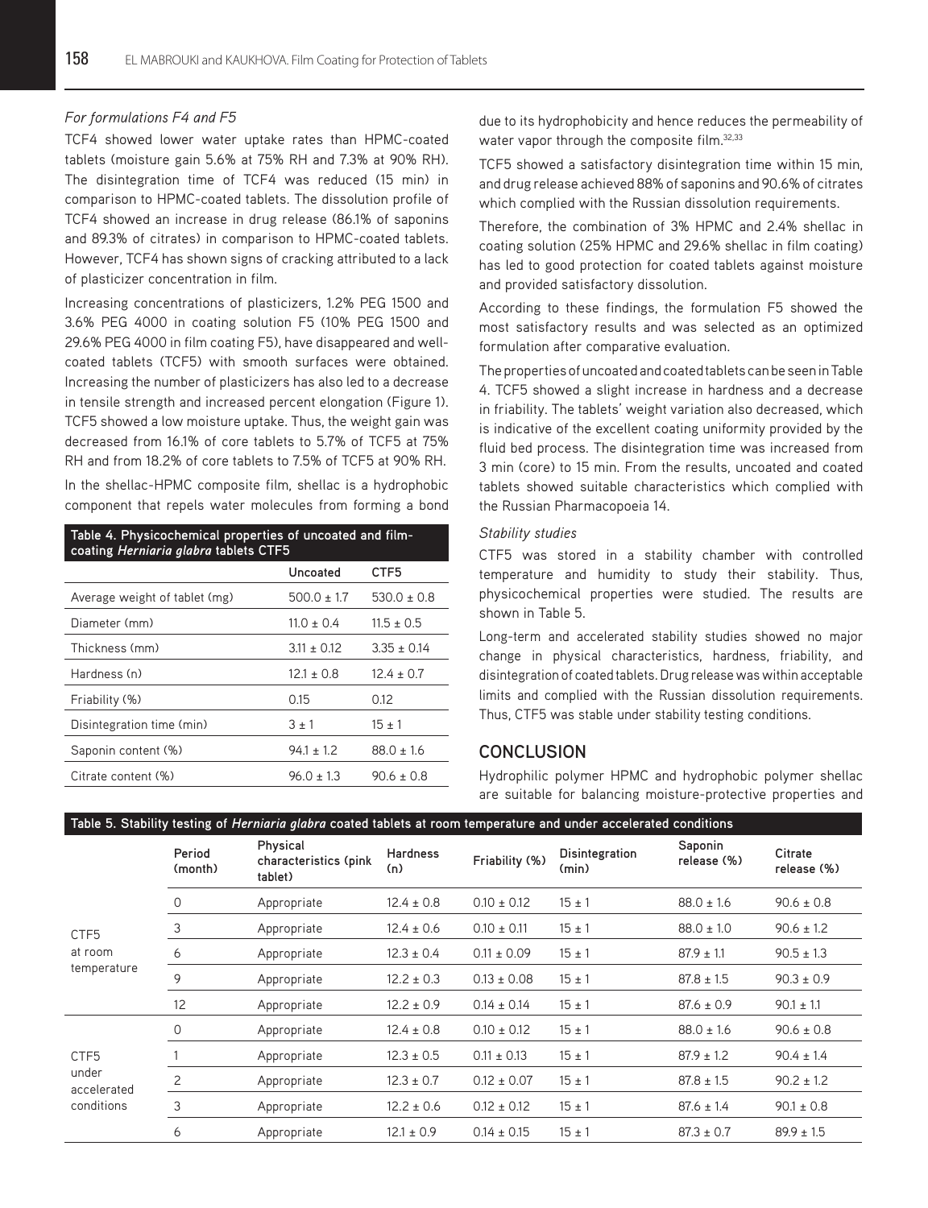*For formulations F4 and F5*

TCF4 showed lower water uptake rates than HPMC-coated tablets (moisture gain 5.6% at 75% RH and 7.3% at 90% RH). The disintegration time of TCF4 was reduced (15 min) in comparison to HPMC-coated tablets. The dissolution profile of TCF4 showed an increase in drug release (86.1% of saponins and 89.3% of citrates) in comparison to HPMC-coated tablets. However, TCF4 has shown signs of cracking attributed to a lack of plasticizer concentration in film.

Increasing concentrations of plasticizers, 1.2% PEG 1500 and 3.6% PEG 4000 in coating solution F5 (10% PEG 1500 and 29.6% PEG 4000 in film coating F5), have disappeared and well-coated tablets (TCF5) with smooth surfaces were obtained. Increasing the number of plasticizers has also led to a decrease in tensile strength and increased percent elongation (Figure 1). TCF5 showed a low moisture uptake. Thus, the weight gain was decreased from 16.1% of core tablets to 5.7% of TCF5 at 75% RH and from 18.2% of core tablets to 7.5% of TCF5 at 90% RH.

In the shellac-HPMC composite film, shellac is a hydrophobic component that repels water molecules from forming a bond due to its hydrophobicity and hence reduces the permeability of water vapor through the composite film.[32,33]

TCF5 showed a satisfactory disintegration time within 15 min, and drug release achieved 88% of saponins and 90.6% of citrates which complied with the Russian dissolution requirements.

Therefore, the combination of 3% HPMC and 2.4% shellac in coating solution (25% HPMC and 29.6% shellac in film coating) has led to good protection for coated tablets against moisture and provided satisfactory dissolution.

According to these findings, the formulation F5 showed the most satisfactory results and was selected as an optimized formulation after comparative evaluation.

The properties of uncoated and coated tablets can be seen in Table 4. TCF5 showed a slight increase in hardness and a decrease in friability. The tablets' weight variation also decreased, which is indicative of the excellent coating uniformity provided by the fluid bed process. The disintegration time was increased from 3 min (core) to 15 min. From the results, uncoated and coated tablets showed suitable characteristics which complied with the Russian Pharmacopoeia 14.

**Table 4. Physicochemical properties of uncoated and film-coating *Herniaria glabra* tablets CTF5**

| | Uncoated | CTF5 |
|---|---|---|
| Average weight of tablet (mg) | 500.0 ± 1.7 | 530.0 ± 0.8 |
| Diameter (mm) | 11.0 ± 0.4 | 11.5 ± 0.5 |
| Thickness (mm) | 3.11 ± 0.12 | 3.35 ± 0.14 |
| Hardness (n) | 12.1 ± 0.8 | 12.4 ± 0.7 |
| Friability (%) | 0.15 | 0.12 |
| Disintegration time (min) | 3 ± 1 | 15 ± 1 |
| Saponin content (%) | 94.1 ± 1.2 | 88.0 ± 1.6 |
| Citrate content (%) | 96.0 ± 1.3 | 90.6 ± 0.8 |

*Stability studies*

CTF5 was stored in a stability chamber with controlled temperature and humidity to study their stability. Thus, physicochemical properties were studied. The results are shown in Table 5.

Long-term and accelerated stability studies showed no major change in physical characteristics, hardness, friability, and disintegration of coated tablets. Drug release was within acceptable limits and complied with the Russian dissolution requirements. Thus, CTF5 was stable under stability testing conditions.

## CONCLUSION

Hydrophilic polymer HPMC and hydrophobic polymer shellac are suitable for balancing moisture-protective properties and

**Table 5. Stability testing of *Herniaria glabra* coated tablets at room temperature and under accelerated conditions**

| | Period (month) | Physical characteristics (pink tablet) | Hardness (n) | Friability (%) | Disintegration (min) | Saponin release (%) | Citrate release (%) |
|---|---|---|---|---|---|---|---|
| CTF5 at room temperature | 0 | Appropriate | 12.4 ± 0.8 | 0.10 ± 0.12 | 15 ± 1 | 88.0 ± 1.6 | 90.6 ± 0.8 |
| | 3 | Appropriate | 12.4 ± 0.6 | 0.10 ± 0.11 | 15 ± 1 | 88.0 ± 1.0 | 90.6 ± 1.2 |
| | 6 | Appropriate | 12.3 ± 0.4 | 0.11 ± 0.09 | 15 ± 1 | 87.9 ± 1.1 | 90.5 ± 1.3 |
| | 9 | Appropriate | 12.2 ± 0.3 | 0.13 ± 0.08 | 15 ± 1 | 87.8 ± 1.5 | 90.3 ± 0.9 |
| | 12 | Appropriate | 12.2 ± 0.9 | 0.14 ± 0.14 | 15 ± 1 | 87.6 ± 0.9 | 90.1 ± 1.1 |
| CTF5 under accelerated conditions | 0 | Appropriate | 12.4 ± 0.8 | 0.10 ± 0.12 | 15 ± 1 | 88.0 ± 1.6 | 90.6 ± 0.8 |
| | 1 | Appropriate | 12.3 ± 0.5 | 0.11 ± 0.13 | 15 ± 1 | 87.9 ± 1.2 | 90.4 ± 1.4 |
| | 2 | Appropriate | 12.3 ± 0.7 | 0.12 ± 0.07 | 15 ± 1 | 87.8 ± 1.5 | 90.2 ± 1.2 |
| | 3 | Appropriate | 12.2 ± 0.6 | 0.12 ± 0.12 | 15 ± 1 | 87.6 ± 1.4 | 90.1 ± 0.8 |
| | 6 | Appropriate | 12.1 ± 0.9 | 0.14 ± 0.15 | 15 ± 1 | 87.3 ± 0.7 | 89.9 ± 1.5 |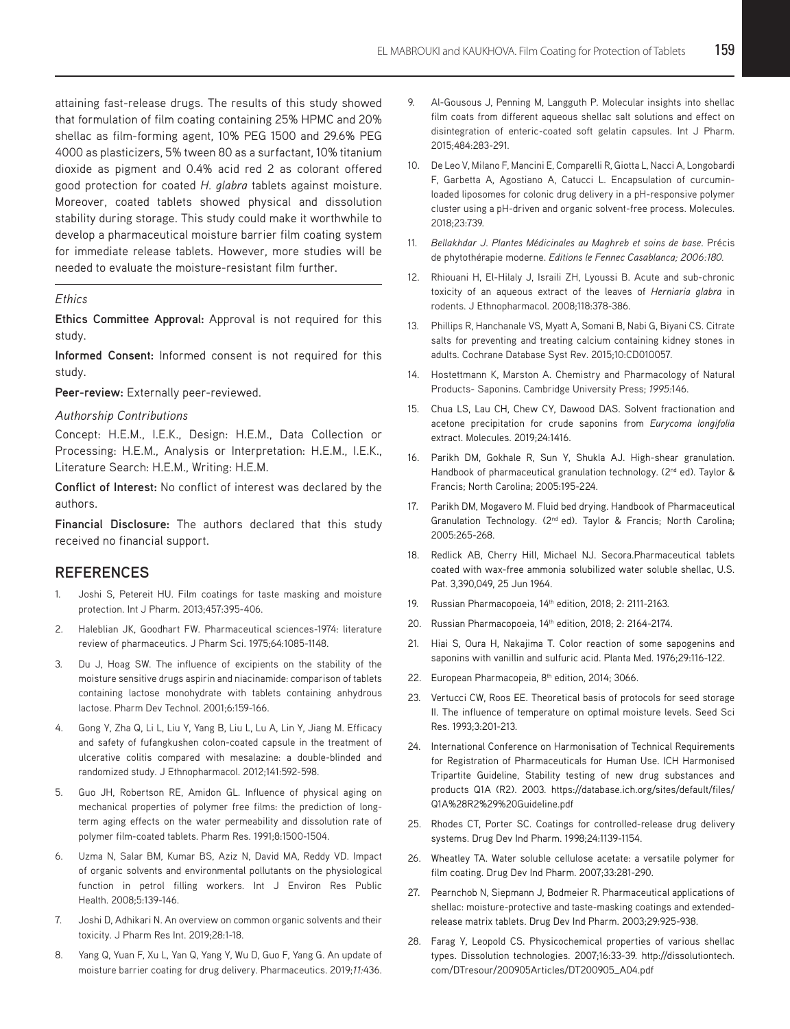attaining fast-release drugs. The results of this study showed that formulation of film coating containing 25% HPMC and 20% shellac as film-forming agent, 10% PEG 1500 and 29.6% PEG 4000 as plasticizers, 5% tween 80 as a surfactant, 10% titanium dioxide as pigment and 0.4% acid red 2 as colorant offered good protection for coated *H. glabra* tablets against moisture. Moreover, coated tablets showed physical and dissolution stability during storage. This study could make it worthwhile to develop a pharmaceutical moisture barrier film coating system for immediate release tablets. However, more studies will be needed to evaluate the moisture-resistant film further.

*Ethics*

**Ethics Committee Approval:** Approval is not required for this study.

**Informed Consent:** Informed consent is not required for this study.

**Peer-review:** Externally peer-reviewed.

*Authorship Contributions*

Concept: H.E.M., I.E.K., Design: H.E.M., Data Collection or Processing: H.E.M., Analysis or Interpretation: H.E.M., I.E.K., Literature Search: H.E.M., Writing: H.E.M.

**Conflict of Interest:** No conflict of interest was declared by the authors.

**Financial Disclosure:** The authors declared that this study received no financial support.

## REFERENCES

1. Joshi S, Petereit HU. Film coatings for taste masking and moisture protection. Int J Pharm. 2013;457:395-406.
2. Haleblian JK, Goodhart FW. Pharmaceutical sciences-1974: literature review of pharmaceutics. J Pharm Sci. 1975;64:1085-1148.
3. Du J, Hoag SW. The influence of excipients on the stability of the moisture sensitive drugs aspirin and niacinamide: comparison of tablets containing lactose monohydrate with tablets containing anhydrous lactose. Pharm Dev Technol. 2001;6:159-166.
4. Gong Y, Zha Q, Li L, Liu Y, Yang B, Liu L, Lu A, Lin Y, Jiang M. Efficacy and safety of fufangkushen colon-coated capsule in the treatment of ulcerative colitis compared with mesalazine: a double-blinded and randomized study. J Ethnopharmacol. 2012;141:592-598.
5. Guo JH, Robertson RE, Amidon GL. Influence of physical aging on mechanical properties of polymer free films: the prediction of long-term aging effects on the water permeability and dissolution rate of polymer film-coated tablets. Pharm Res. 1991;8:1500-1504.
6. Uzma N, Salar BM, Kumar BS, Aziz N, David MA, Reddy VD. Impact of organic solvents and environmental pollutants on the physiological function in petrol filling workers. Int J Environ Res Public Health. 2008;5:139-146.
7. Joshi D, Adhikari N. An overview on common organic solvents and their toxicity. J Pharm Res Int. 2019;28:1-18.
8. Yang Q, Yuan F, Xu L, Yan Q, Yang Y, Wu D, Guo F, Yang G. An update of moisture barrier coating for drug delivery. Pharmaceutics. 2019;*11*:436.
9. Al-Gousous J, Penning M, Langguth P. Molecular insights into shellac film coats from different aqueous shellac salt solutions and effect on disintegration of enteric-coated soft gelatin capsules. Int J Pharm. 2015;484:283-291.
10. De Leo V, Milano F, Mancini E, Comparelli R, Giotta L, Nacci A, Longobardi F, Garbetta A, Agostiano A, Catucci L. Encapsulation of curcumin-loaded liposomes for colonic drug delivery in a pH-responsive polymer cluster using a pH-driven and organic solvent-free process. Molecules. 2018;23:739.
11. *Bellakhdar J. Plantes Médicinales au Maghreb et soins de base.* Précis de phytothérapie moderne. *Editions le Fennec Casablanca; 2006:180.*
12. Rhiouani H, El-Hilaly J, Israili ZH, Lyoussi B. Acute and sub-chronic toxicity of an aqueous extract of the leaves of *Herniaria glabra* in rodents. J Ethnopharmacol. 2008;118:378-386.
13. Phillips R, Hanchanale VS, Myatt A, Somani B, Nabi G, Biyani CS. Citrate salts for preventing and treating calcium containing kidney stones in adults. Cochrane Database Syst Rev. 2015;10:CD010057.
14. Hostettmann K, Marston A. Chemistry and Pharmacology of Natural Products- Saponins. Cambridge University Press; *1995*:146.
15. Chua LS, Lau CH, Chew CY, Dawood DAS. Solvent fractionation and acetone precipitation for crude saponins from *Eurycoma longifolia* extract. Molecules. 2019;24:1416.
16. Parikh DM, Gokhale R, Sun Y, Shukla AJ. High-shear granulation. Handbook of pharmaceutical granulation technology. (2nd ed). Taylor & Francis; North Carolina; 2005:195-224.
17. Parikh DM, Mogavero M. Fluid bed drying. Handbook of Pharmaceutical Granulation Technology. (2nd ed). Taylor & Francis; North Carolina; 2005:265-268.
18. Redlick AB, Cherry Hill, Michael NJ. Secora.Pharmaceutical tablets coated with wax-free ammonia solubilized water soluble shellac, U.S. Pat. 3,390,049, 25 Jun 1964.
19. Russian Pharmacopoeia, 14th edition, 2018; 2: 2111-2163.
20. Russian Pharmacopoeia, 14th edition, 2018; 2: 2164-2174.
21. Hiai S, Oura H, Nakajima T. Color reaction of some sapogenins and saponins with vanillin and sulfuric acid. Planta Med. 1976;29:116-122.
22. European Pharmacopeia, 8th edition, 2014; 3066.
23. Vertucci CW, Roos EE. Theoretical basis of protocols for seed storage II. The influence of temperature on optimal moisture levels. Seed Sci Res. 1993;3:201-213.
24. International Conference on Harmonisation of Technical Requirements for Registration of Pharmaceuticals for Human Use. ICH Harmonised Tripartite Guideline, Stability testing of new drug substances and products Q1A (R2). 2003. https://database.ich.org/sites/default/files/Q1A%28R2%29%20Guideline.pdf
25. Rhodes CT, Porter SC. Coatings for controlled-release drug delivery systems. Drug Dev Ind Pharm. 1998;24:1139-1154.
26. Wheatley TA. Water soluble cellulose acetate: a versatile polymer for film coating. Drug Dev Ind Pharm. 2007;33:281-290.
27. Pearnchob N, Siepmann J, Bodmeier R. Pharmaceutical applications of shellac: moisture-protective and taste-masking coatings and extended-release matrix tablets. Drug Dev Ind Pharm. 2003;29:925-938.
28. Farag Y, Leopold CS. Physicochemical properties of various shellac types. Dissolution technologies. 2007;16:33-39. http://dissolutiontech.com/DTresour/200905Articles/DT200905_A04.pdf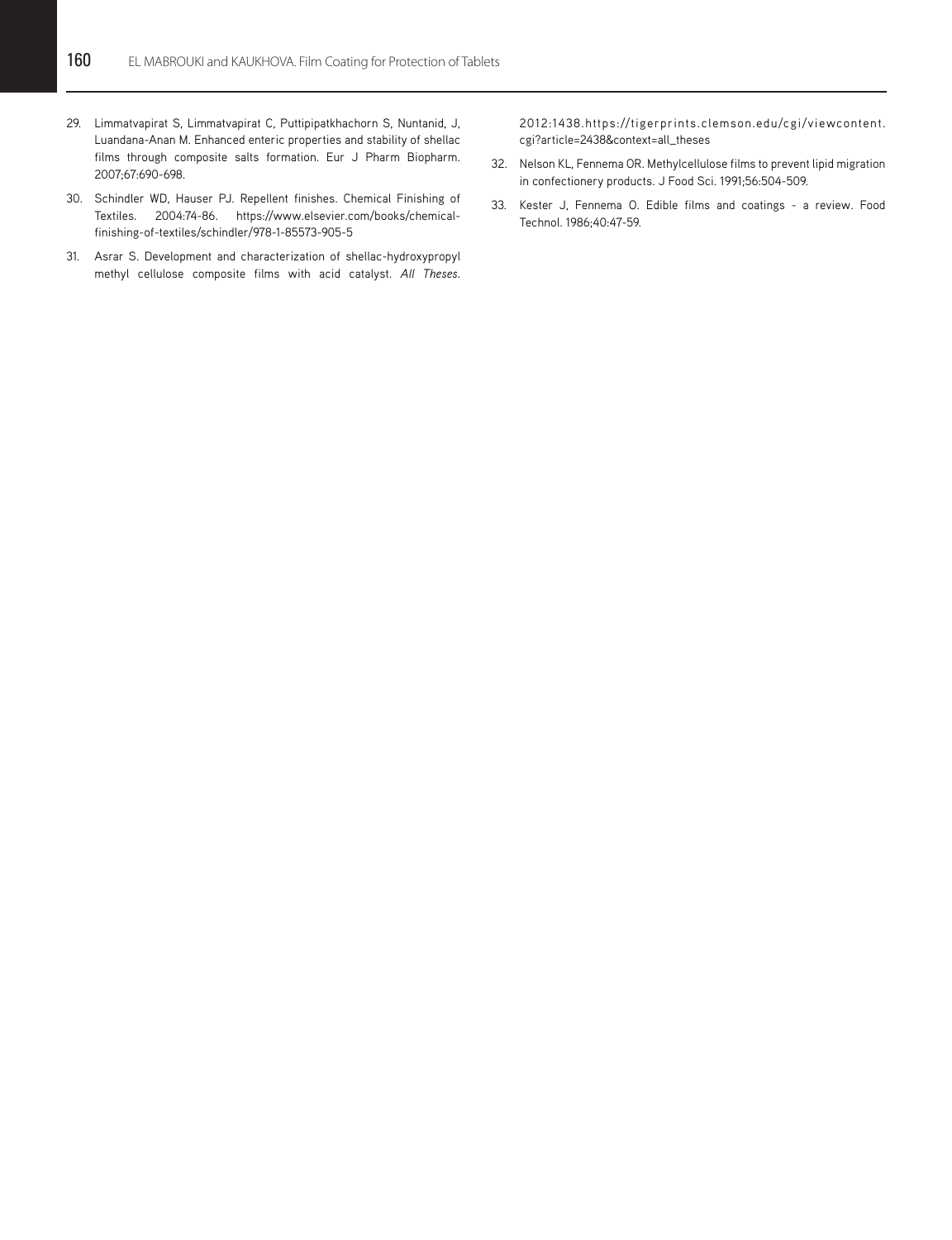29. Limmatvapirat S, Limmatvapirat C, Puttipipatkhachorn S, Nuntanid, J, Luandana-Anan M. Enhanced enteric properties and stability of shellac films through composite salts formation. Eur J Pharm Biopharm. 2007;67:690-698.
30. Schindler WD, Hauser PJ. Repellent finishes. Chemical Finishing of Textiles. 2004:74-86. https://www.elsevier.com/books/chemical-finishing-of-textiles/schindler/978-1-85573-905-5
31. Asrar S. Development and characterization of shellac-hydroxypropyl methyl cellulose composite films with acid catalyst. *All Theses*. 2012:1438.https://tigerprints.clemson.edu/cgi/viewcontent.cgi?article=2438&context=all_theses
32. Nelson KL, Fennema OR. Methylcellulose films to prevent lipid migration in confectionery products. J Food Sci. 1991;56:504-509.
33. Kester J, Fennema O. Edible films and coatings - a review. Food Technol. 1986;40:47-59.